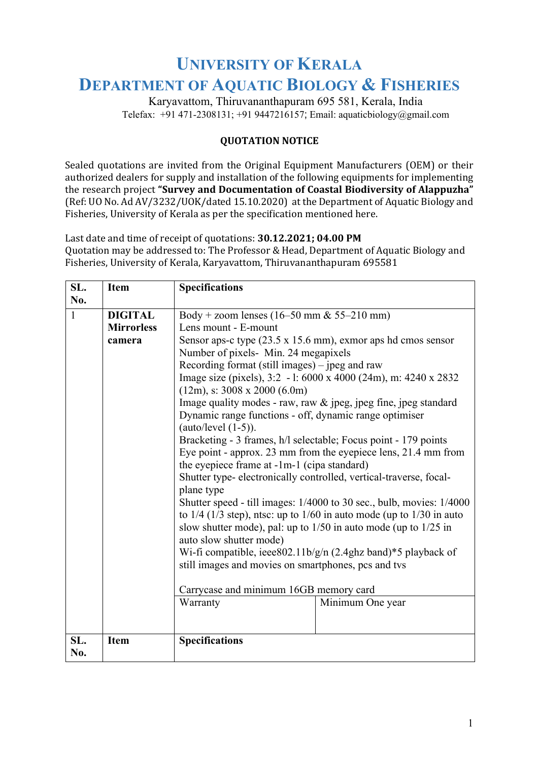# UNIVERSITY OF KERALA

# DEPARTMENT OF AQUATIC BIOLOGY & FISHERIES

Karyavattom, Thiruvananthapuram 695 581, Kerala, India

Telefax: +91 471-2308131; +91 9447216157; Email: aquaticbiology@gmail.com

**QUOTATION NOTICE**

Sealed quotations are invited from the Original Equipment Manufacturers (OEM) or their authorized dealers for supply and installation of the following equipments for implementing the research project **"Survey and Documentation of Coastal Biodiversity of Alappuzha"** (Ref: UO No. Ad AV/3232/UOK/dated 15.10.2020) at the Department of Aquatic Biology and Fisheries, University of Kerala as per the specification mentioned here.

Last date and time of receipt of quotations: **30.12.2021; 04.00 PM**

Quotation may be addressed to: The Professor & Head, Department of Aquatic Biology and Fisheries, University of Kerala, Karyavattom, Thiruvananthapuram 695581

| SL. No. | Item | Specifications | |
|---|---|---|---|
| 1 | **DIGITAL Mirrorless camera** | Body + zoom lenses (16–50 mm & 55–210 mm)<br>Lens mount - E-mount<br>Sensor aps-c type (23.5 x 15.6 mm), exmor aps hd cmos sensor<br>Number of pixels- Min. 24 megapixels<br>Recording format (still images) – jpeg and raw<br>Image size (pixels), 3:2 - l: 6000 x 4000 (24m), m: 4240 x 2832 (12m), s: 3008 x 2000 (6.0m)<br>Image quality modes - raw, raw & jpeg, jpeg fine, jpeg standard<br>Dynamic range functions - off, dynamic range optimiser (auto/level (1-5)).<br>Bracketing - 3 frames, h/l selectable; Focus point - 179 points<br>Eye point - approx. 23 mm from the eyepiece lens, 21.4 mm from the eyepiece frame at -1m-1 (cipa standard)<br>Shutter type- electronically controlled, vertical-traverse, focal-plane type<br>Shutter speed - till images: 1/4000 to 30 sec., bulb, movies: 1/4000 to 1/4 (1/3 step), ntsc: up to 1/60 in auto mode (up to 1/30 in auto slow shutter mode), pal: up to 1/50 in auto mode (up to 1/25 in auto slow shutter mode)<br>Wi-fi compatible, ieee802.11b/g/n (2.4ghz band)*5 playback of still images and movies on smartphones, pcs and tvs<br><br>Carrycase and minimum 16GB memory card | |
| | | Warranty | Minimum One year |
| **SL. No.** | **Item** | **Specifications** | |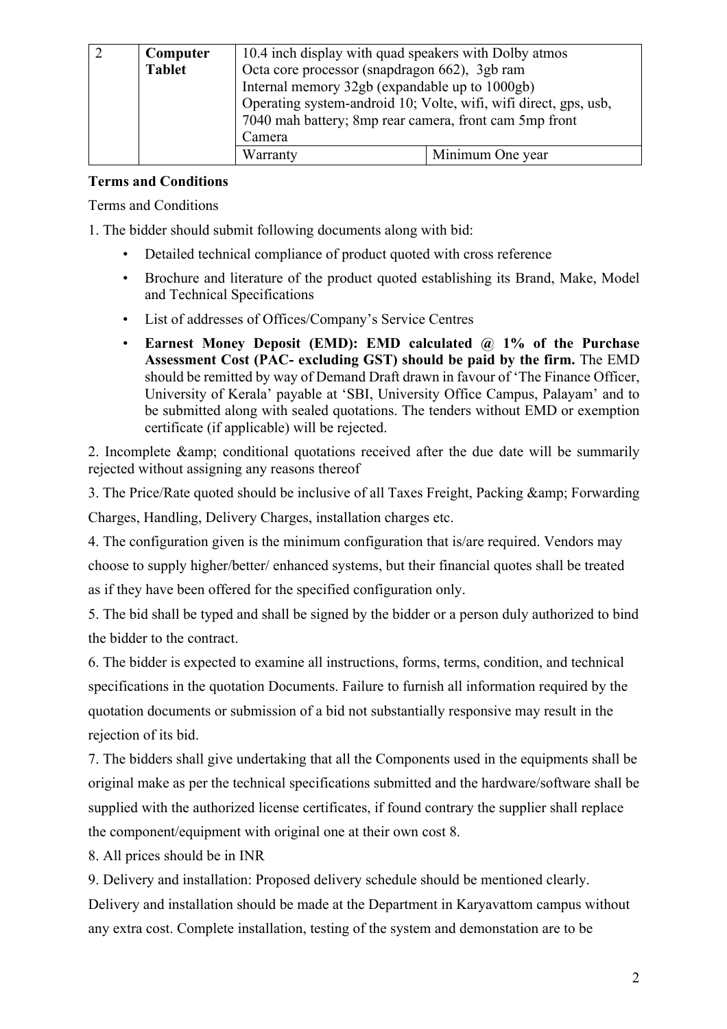| 2 | **Computer Tablet** | 10.4 inch display with quad speakers with Dolby atmos<br>Octa core processor (snapdragon 662), 3gb ram<br>Internal memory 32gb (expandable up to 1000gb)<br>Operating system-android 10; Volte, wifi, wifi direct, gps, usb, 7040 mah battery; 8mp rear camera, front cam 5mp front Camera | |
|---|---|---|---|
| | | Warranty | Minimum One year |

**Terms and Conditions**

Terms and Conditions

1. The bidder should submit following documents along with bid:
   - Detailed technical compliance of product quoted with cross reference
   - Brochure and literature of the product quoted establishing its Brand, Make, Model and Technical Specifications
   - List of addresses of Offices/Company's Service Centres
   - **Earnest Money Deposit (EMD): EMD calculated @ 1% of the Purchase Assessment Cost (PAC- excluding GST) should be paid by the firm.** The EMD should be remitted by way of Demand Draft drawn in favour of 'The Finance Officer, University of Kerala' payable at 'SBI, University Office Campus, Palayam' and to be submitted along with sealed quotations. The tenders without EMD or exemption certificate (if applicable) will be rejected.

2. Incomplete &amp; conditional quotations received after the due date will be summarily rejected without assigning any reasons thereof

3. The Price/Rate quoted should be inclusive of all Taxes Freight, Packing &amp; Forwarding Charges, Handling, Delivery Charges, installation charges etc.

4. The configuration given is the minimum configuration that is/are required. Vendors may choose to supply higher/better/ enhanced systems, but their financial quotes shall be treated as if they have been offered for the specified configuration only.

5. The bid shall be typed and shall be signed by the bidder or a person duly authorized to bind the bidder to the contract.

6. The bidder is expected to examine all instructions, forms, terms, condition, and technical specifications in the quotation Documents. Failure to furnish all information required by the quotation documents or submission of a bid not substantially responsive may result in the rejection of its bid.

7. The bidders shall give undertaking that all the Components used in the equipments shall be original make as per the technical specifications submitted and the hardware/software shall be supplied with the authorized license certificates, if found contrary the supplier shall replace the component/equipment with original one at their own cost 8.

8. All prices should be in INR

9. Delivery and installation: Proposed delivery schedule should be mentioned clearly. Delivery and installation should be made at the Department in Karyavattom campus without any extra cost. Complete installation, testing of the system and demonstation are to be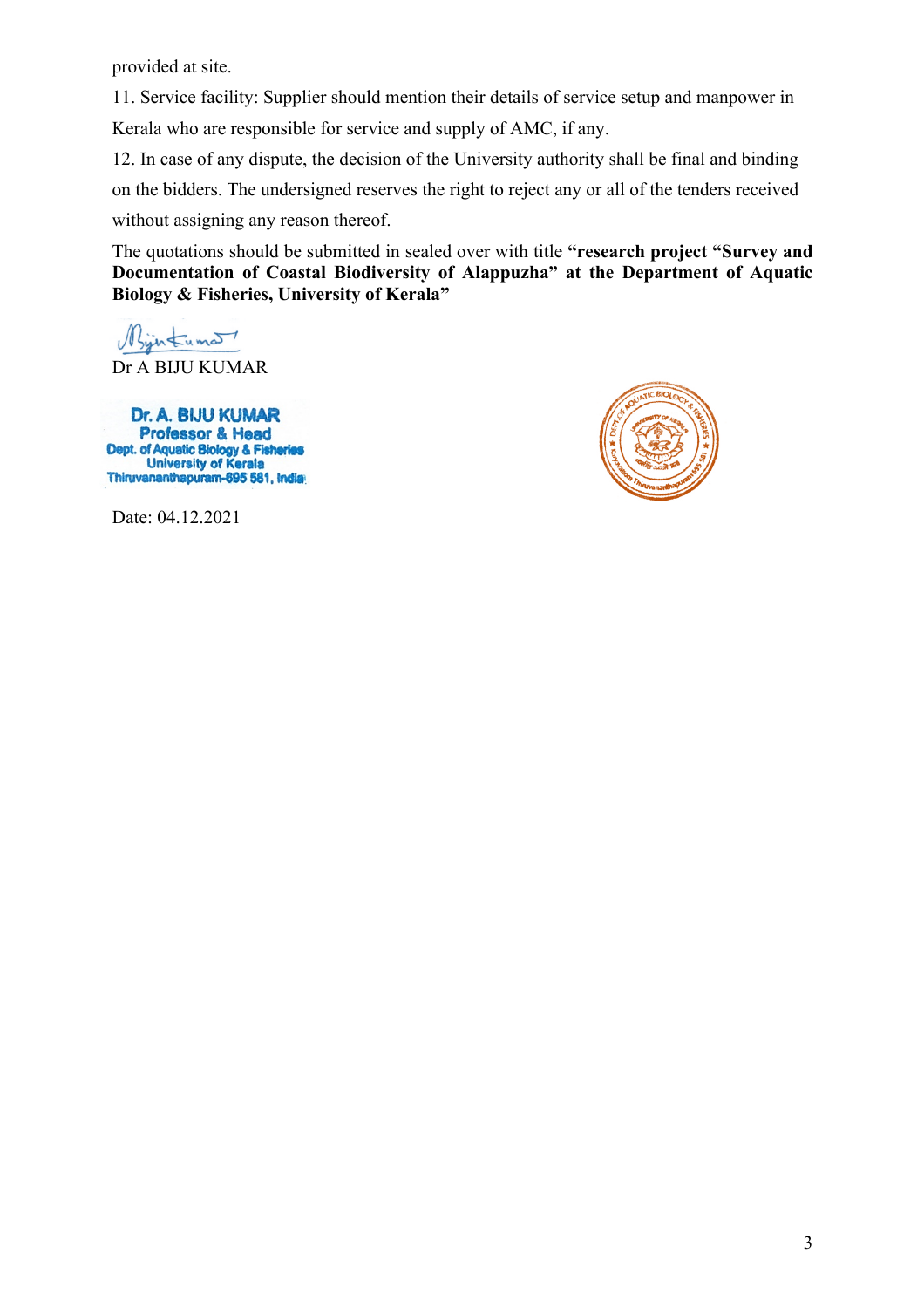provided at site.

11. Service facility: Supplier should mention their details of service setup and manpower in Kerala who are responsible for service and supply of AMC, if any.

12. In case of any dispute, the decision of the University authority shall be final and binding on the bidders. The undersigned reserves the right to reject any or all of the tenders received without assigning any reason thereof.

The quotations should be submitted in sealed over with title **"research project "Survey and Documentation of Coastal Biodiversity of Alappuzha" at the Department of Aquatic Biology & Fisheries, University of Kerala"**

Dr A BIJU KUMAR

Dr. A. BIJU KUMAR
Professor & Head
Dept. of Aquatic Biology & Fisheries
University of Kerala
Thiruvananthapuram-695 581, India

Date: 04.12.2021